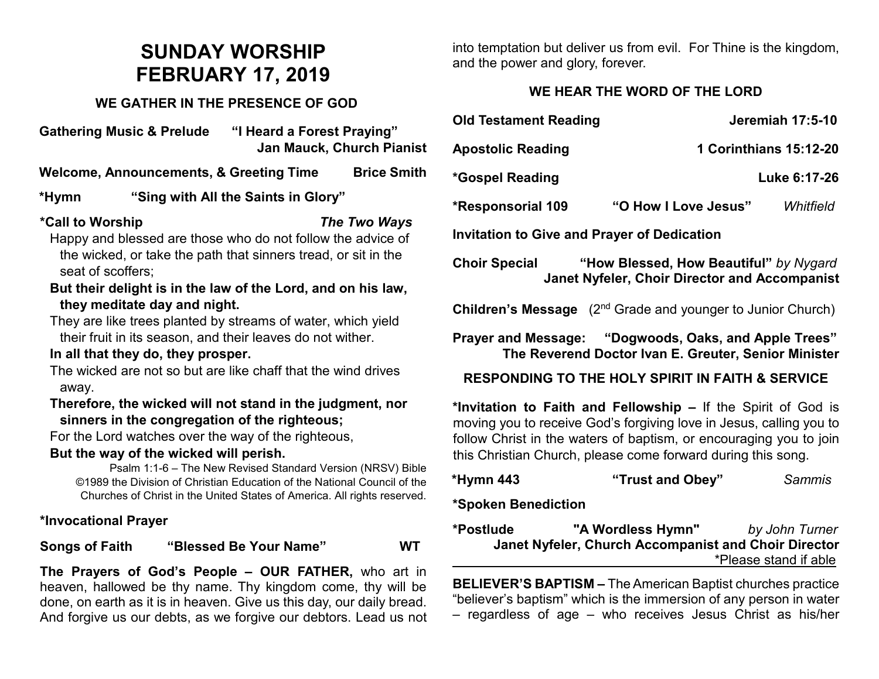# SUNDAY WORSHIP
# FEBRUARY 17, 2019

## WE GATHER IN THE PRESENCE OF GOD

**Gathering Music & Prelude** **"I Heard a Forest Praying"**
**Jan Mauck, Church Pianist**

**Welcome, Announcements, & Greeting Time** **Brice Smith**

**\*Hymn** **"Sing with All the Saints in Glory"**

**\*Call to Worship** ***The Two Ways***

Happy and blessed are those who do not follow the advice of the wicked, or take the path that sinners tread, or sit in the seat of scoffers;

**But their delight is in the law of the Lord, and on his law, they meditate day and night.**

They are like trees planted by streams of water, which yield their fruit in its season, and their leaves do not wither.

**In all that they do, they prosper.**

The wicked are not so but are like chaff that the wind drives away.

**Therefore, the wicked will not stand in the judgment, nor sinners in the congregation of the righteous;**

For the Lord watches over the way of the righteous,

**But the way of the wicked will perish.**

Psalm 1:1-6 – The New Revised Standard Version (NRSV) Bible ©1989 the Division of Christian Education of the National Council of the Churches of Christ in the United States of America. All rights reserved.

**\*Invocational Prayer**

**Songs of Faith** **"Blessed Be Your Name"** **WT**

**The Prayers of God's People – OUR FATHER,** who art in heaven, hallowed be thy name. Thy kingdom come, thy will be done, on earth as it is in heaven. Give us this day, our daily bread. And forgive us our debts, as we forgive our debtors. Lead us not into temptation but deliver us from evil. For Thine is the kingdom, and the power and glory, forever.

## WE HEAR THE WORD OF THE LORD

**Old Testament Reading** **Jeremiah 17:5-10**

**Apostolic Reading** **1 Corinthians 15:12-20**

**\*Gospel Reading** **Luke 6:17-26**

**\*Responsorial 109** **"O How I Love Jesus"** *Whitfield*

**Invitation to Give and Prayer of Dedication**

**Choir Special** **"How Blessed, How Beautiful"** *by Nygard*
**Janet Nyfeler, Choir Director and Accompanist**

**Children's Message** (2nd Grade and younger to Junior Church)

**Prayer and Message:** **"Dogwoods, Oaks, and Apple Trees"**
**The Reverend Doctor Ivan E. Greuter, Senior Minister**

## RESPONDING TO THE HOLY SPIRIT IN FAITH & SERVICE

**\*Invitation to Faith and Fellowship –** If the Spirit of God is moving you to receive God's forgiving love in Jesus, calling you to follow Christ in the waters of baptism, or encouraging you to join this Christian Church, please come forward during this song.

**\*Hymn 443** **"Trust and Obey"** *Sammis*

**\*Spoken Benediction**

**\*Postlude** **"A Wordless Hymn"** *by John Turner*
**Janet Nyfeler, Church Accompanist and Choir Director**

\*Please stand if able

---

**BELIEVER'S BAPTISM –** The American Baptist churches practice "believer's baptism" which is the immersion of any person in water – regardless of age – who receives Jesus Christ as his/her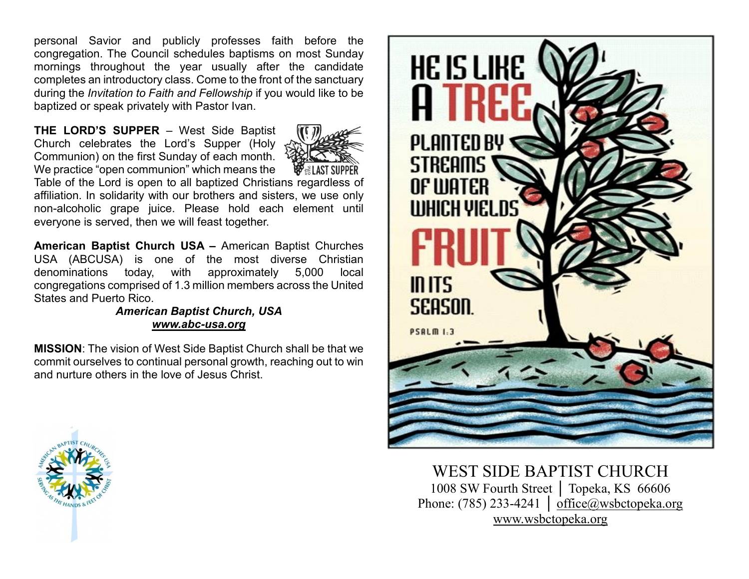personal Savior and publicly professes faith before the congregation. The Council schedules baptisms on most Sunday mornings throughout the year usually after the candidate completes an introductory class. Come to the front of the sanctuary during the *Invitation to Faith and Fellowship* if you would like to be baptized or speak privately with Pastor Ivan.

**THE LORD'S SUPPER** – West Side Baptist Church celebrates the Lord's Supper (Holy Communion) on the first Sunday of each month. We practice "open communion" which means the Table of the Lord is open to all baptized Christians regardless of affiliation. In solidarity with our brothers and sisters, we use only non-alcoholic grape juice. Please hold each element until everyone is served, then we will feast together.

**American Baptist Church USA –** American Baptist Churches USA (ABCUSA) is one of the most diverse Christian denominations today, with approximately 5,000 local congregations comprised of 1.3 million members across the United States and Puerto Rico.

***American Baptist Church, USA***
***www.abc-usa.org***

**MISSION**: The vision of West Side Baptist Church shall be that we commit ourselves to continual personal growth, reaching out to win and nurture others in the love of Jesus Christ.

HE IS LIKE A TREE PLANTED BY STREAMS OF WATER WHICH YIELDS FRUIT IN ITS SEASON.
PSALM 1:3

WEST SIDE BAPTIST CHURCH
1008 SW Fourth Street │ Topeka, KS 66606
Phone: (785) 233-4241 │ office@wsbctopeka.org
www.wsbctopeka.org